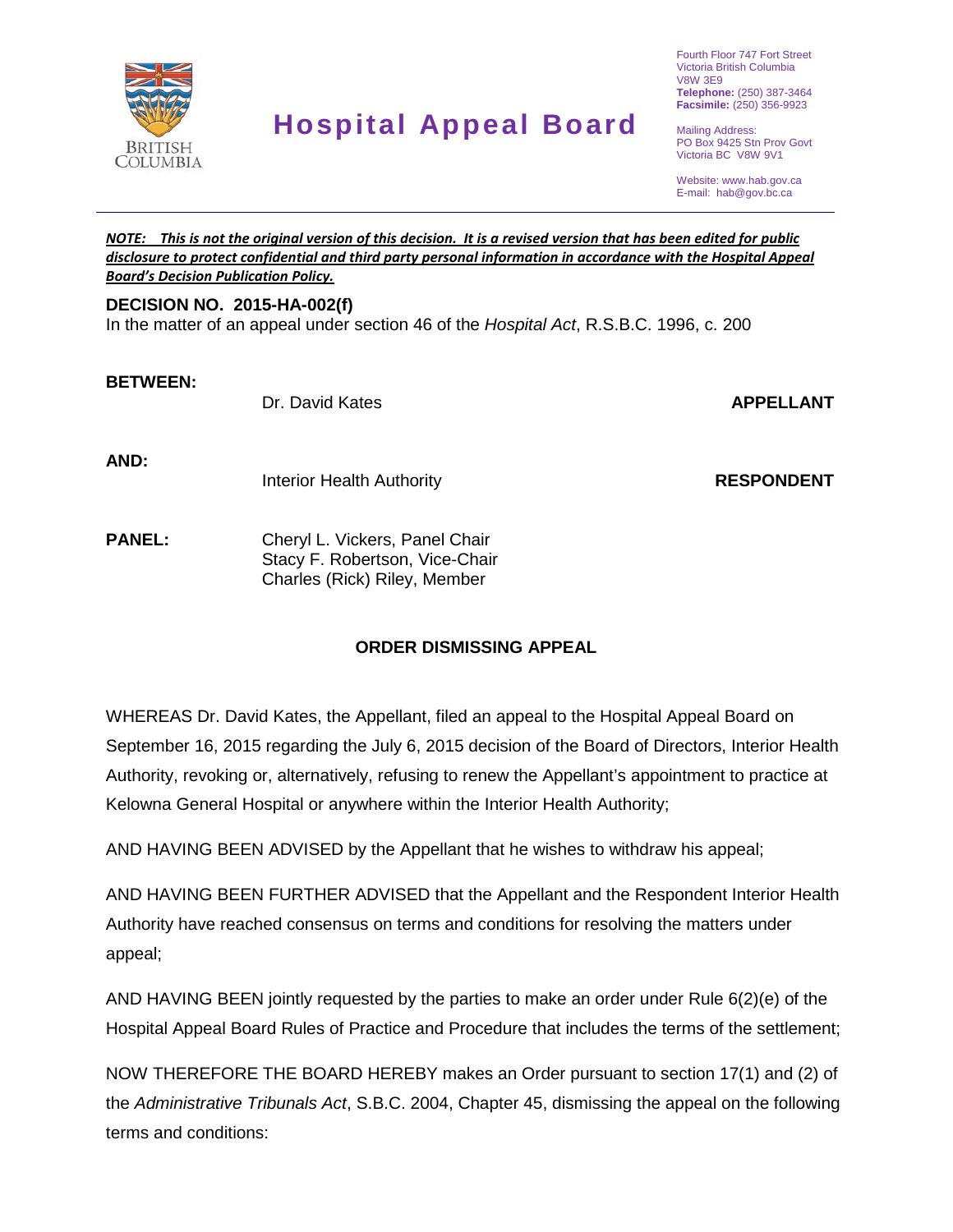BRITISH COLUMBIA

# Hospital Appeal Board

Fourth Floor 747 Fort Street
Victoria British Columbia
V8W 3E9
**Telephone:** (250) 387-3464
**Facsimile:** (250) 356-9923

Mailing Address:
PO Box 9425 Stn Prov Govt
Victoria BC V8W 9V1

Website: www.hab.gov.ca
E-mail: hab@gov.bc.ca

***NOTE: This is not the original version of this decision. It is a revised version that has been edited for public disclosure to protect confidential and third party personal information in accordance with the Hospital Appeal Board's Decision Publication Policy.***

**DECISION NO. 2015-HA-002(f)**
In the matter of an appeal under section 46 of the *Hospital Act*, R.S.B.C. 1996, c. 200

**BETWEEN:** Dr. David Kates **APPELLANT**

**AND:** Interior Health Authority **RESPONDENT**

**PANEL:** Cheryl L. Vickers, Panel Chair
Stacy F. Robertson, Vice-Chair
Charles (Rick) Riley, Member

## ORDER DISMISSING APPEAL

WHEREAS Dr. David Kates, the Appellant, filed an appeal to the Hospital Appeal Board on September 16, 2015 regarding the July 6, 2015 decision of the Board of Directors, Interior Health Authority, revoking or, alternatively, refusing to renew the Appellant's appointment to practice at Kelowna General Hospital or anywhere within the Interior Health Authority;

AND HAVING BEEN ADVISED by the Appellant that he wishes to withdraw his appeal;

AND HAVING BEEN FURTHER ADVISED that the Appellant and the Respondent Interior Health Authority have reached consensus on terms and conditions for resolving the matters under appeal;

AND HAVING BEEN jointly requested by the parties to make an order under Rule 6(2)(e) of the Hospital Appeal Board Rules of Practice and Procedure that includes the terms of the settlement;

NOW THEREFORE THE BOARD HEREBY makes an Order pursuant to section 17(1) and (2) of the *Administrative Tribunals Act*, S.B.C. 2004, Chapter 45, dismissing the appeal on the following terms and conditions: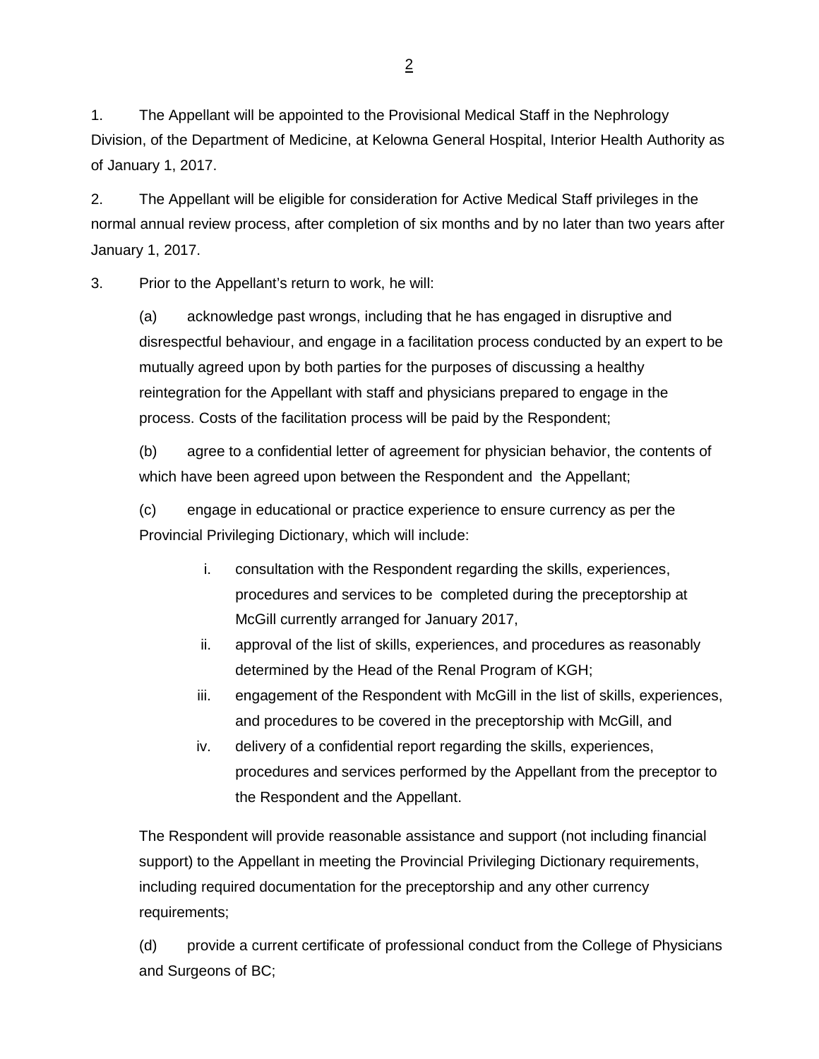1. The Appellant will be appointed to the Provisional Medical Staff in the Nephrology Division, of the Department of Medicine, at Kelowna General Hospital, Interior Health Authority as of January 1, 2017.

2. The Appellant will be eligible for consideration for Active Medical Staff privileges in the normal annual review process, after completion of six months and by no later than two years after January 1, 2017.

3. Prior to the Appellant's return to work, he will:

   (a) acknowledge past wrongs, including that he has engaged in disruptive and disrespectful behaviour, and engage in a facilitation process conducted by an expert to be mutually agreed upon by both parties for the purposes of discussing a healthy reintegration for the Appellant with staff and physicians prepared to engage in the process. Costs of the facilitation process will be paid by the Respondent;

   (b) agree to a confidential letter of agreement for physician behavior, the contents of which have been agreed upon between the Respondent and the Appellant;

   (c) engage in educational or practice experience to ensure currency as per the Provincial Privileging Dictionary, which will include:

      i. consultation with the Respondent regarding the skills, experiences, procedures and services to be completed during the preceptorship at McGill currently arranged for January 2017,
      ii. approval of the list of skills, experiences, and procedures as reasonably determined by the Head of the Renal Program of KGH;
      iii. engagement of the Respondent with McGill in the list of skills, experiences, and procedures to be covered in the preceptorship with McGill, and
      iv. delivery of a confidential report regarding the skills, experiences, procedures and services performed by the Appellant from the preceptor to the Respondent and the Appellant.

   The Respondent will provide reasonable assistance and support (not including financial support) to the Appellant in meeting the Provincial Privileging Dictionary requirements, including required documentation for the preceptorship and any other currency requirements;

   (d) provide a current certificate of professional conduct from the College of Physicians and Surgeons of BC;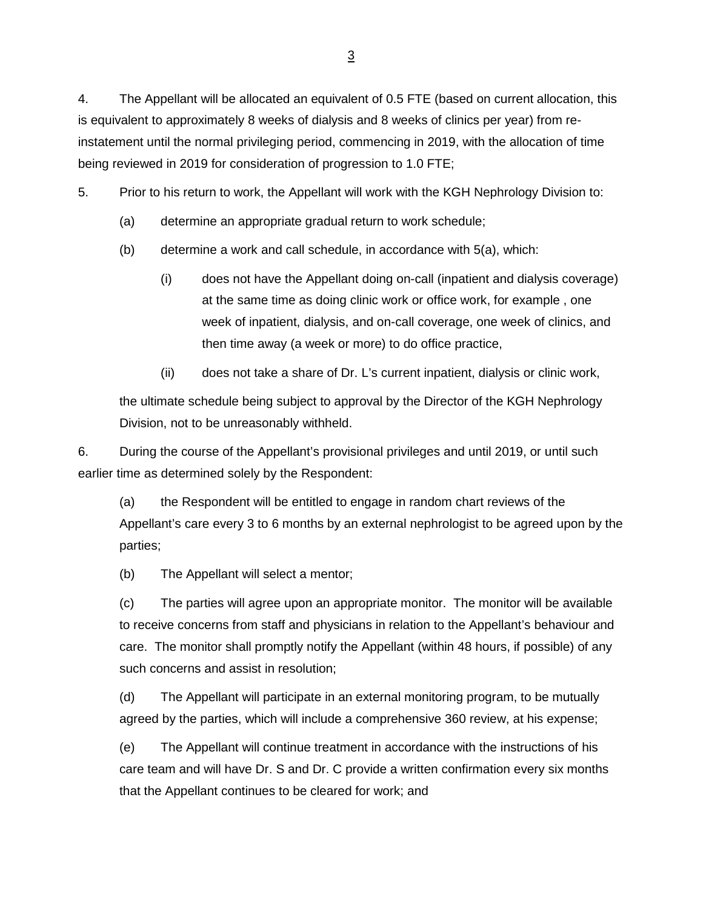4. The Appellant will be allocated an equivalent of 0.5 FTE (based on current allocation, this is equivalent to approximately 8 weeks of dialysis and 8 weeks of clinics per year) from re-instatement until the normal privileging period, commencing in 2019, with the allocation of time being reviewed in 2019 for consideration of progression to 1.0 FTE;

5. Prior to his return to work, the Appellant will work with the KGH Nephrology Division to:

   (a) determine an appropriate gradual return to work schedule;

   (b) determine a work and call schedule, in accordance with 5(a), which:

      (i) does not have the Appellant doing on-call (inpatient and dialysis coverage) at the same time as doing clinic work or office work, for example , one week of inpatient, dialysis, and on-call coverage, one week of clinics, and then time away (a week or more) to do office practice,

      (ii) does not take a share of Dr. L's current inpatient, dialysis or clinic work,

   the ultimate schedule being subject to approval by the Director of the KGH Nephrology Division, not to be unreasonably withheld.

6. During the course of the Appellant's provisional privileges and until 2019, or until such earlier time as determined solely by the Respondent:

   (a) the Respondent will be entitled to engage in random chart reviews of the Appellant's care every 3 to 6 months by an external nephrologist to be agreed upon by the parties;

   (b) The Appellant will select a mentor;

   (c) The parties will agree upon an appropriate monitor. The monitor will be available to receive concerns from staff and physicians in relation to the Appellant's behaviour and care. The monitor shall promptly notify the Appellant (within 48 hours, if possible) of any such concerns and assist in resolution;

   (d) The Appellant will participate in an external monitoring program, to be mutually agreed by the parties, which will include a comprehensive 360 review, at his expense;

   (e) The Appellant will continue treatment in accordance with the instructions of his care team and will have Dr. S and Dr. C provide a written confirmation every six months that the Appellant continues to be cleared for work; and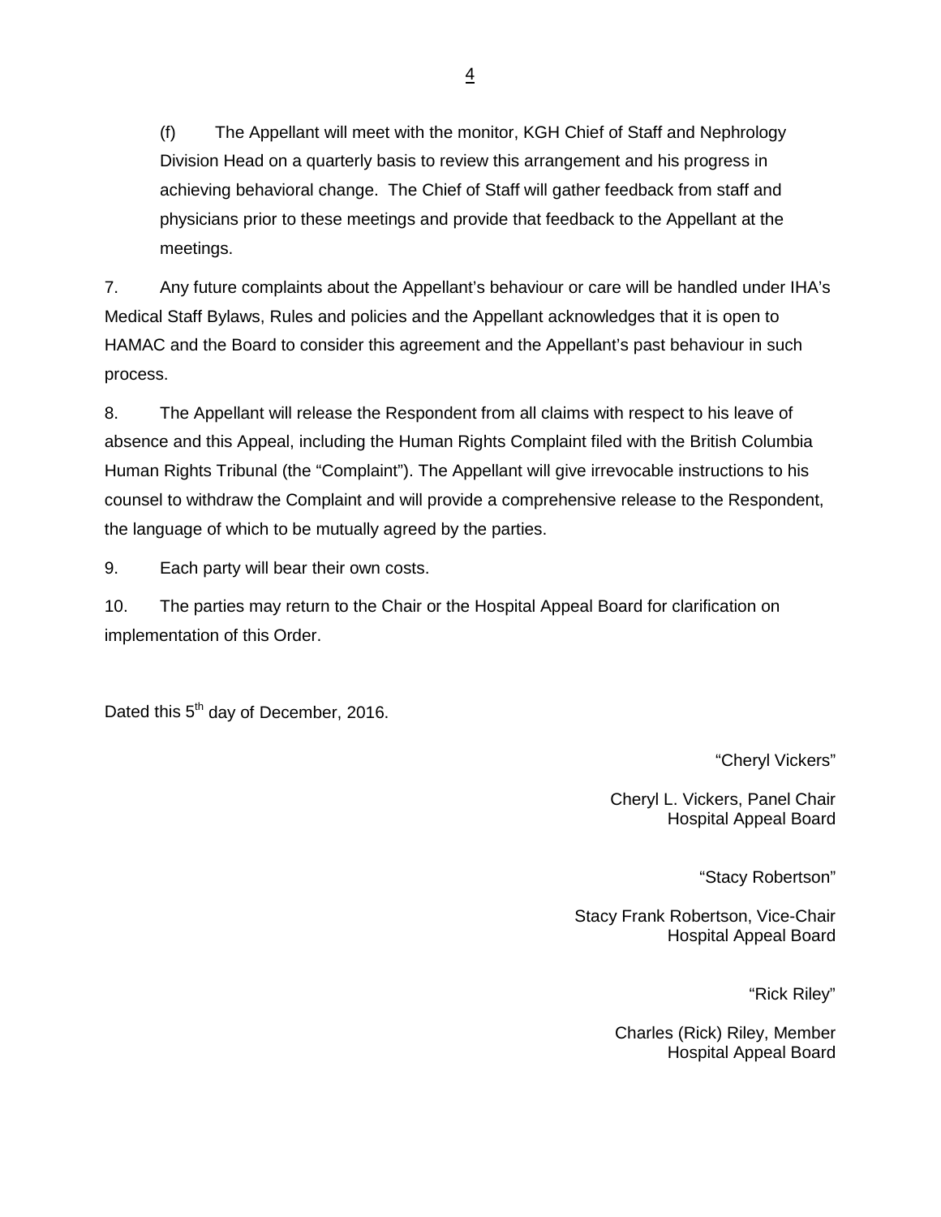(f) The Appellant will meet with the monitor, KGH Chief of Staff and Nephrology Division Head on a quarterly basis to review this arrangement and his progress in achieving behavioral change. The Chief of Staff will gather feedback from staff and physicians prior to these meetings and provide that feedback to the Appellant at the meetings.

7. Any future complaints about the Appellant's behaviour or care will be handled under IHA's Medical Staff Bylaws, Rules and policies and the Appellant acknowledges that it is open to HAMAC and the Board to consider this agreement and the Appellant's past behaviour in such process.

8. The Appellant will release the Respondent from all claims with respect to his leave of absence and this Appeal, including the Human Rights Complaint filed with the British Columbia Human Rights Tribunal (the "Complaint"). The Appellant will give irrevocable instructions to his counsel to withdraw the Complaint and will provide a comprehensive release to the Respondent, the language of which to be mutually agreed by the parties.

9. Each party will bear their own costs.

10. The parties may return to the Chair or the Hospital Appeal Board for clarification on implementation of this Order.

Dated this 5th day of December, 2016.

"Cheryl Vickers"

Cheryl L. Vickers, Panel Chair
Hospital Appeal Board

"Stacy Robertson"

Stacy Frank Robertson, Vice-Chair
Hospital Appeal Board

"Rick Riley"

Charles (Rick) Riley, Member
Hospital Appeal Board